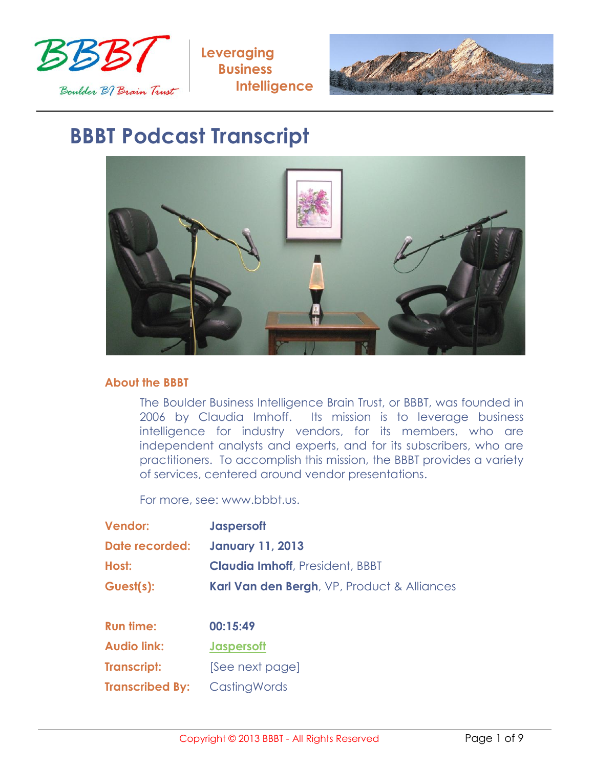BBBT

Boulder BI Brain Trust

Leveraging Business Intelligence

# BBBT Podcast Transcript

## About the BBBT

The Boulder Business Intelligence Brain Trust, or BBBT, was founded in 2006 by Claudia Imhoff. Its mission is to leverage business intelligence for industry vendors, for its members, who are independent analysts and experts, and for its subscribers, who are practitioners. To accomplish this mission, the BBBT provides a variety of services, centered around vendor presentations.

For more, see: www.bbbt.us.

| | |
|---|---|
| **Vendor:** | **Jaspersoft** |
| **Date recorded:** | **January 11, 2013** |
| **Host:** | **Claudia Imhoff**, President, BBBT |
| **Guest(s):** | **Karl Van den Bergh**, VP, Product & Alliances |
| **Run time:** | **00:15:49** |
| **Audio link:** | Jaspersoft |
| **Transcript:** | [See next page] |
| **Transcribed By:** | CastingWords |

Copyright © 2013 BBBT - All Rights Reserved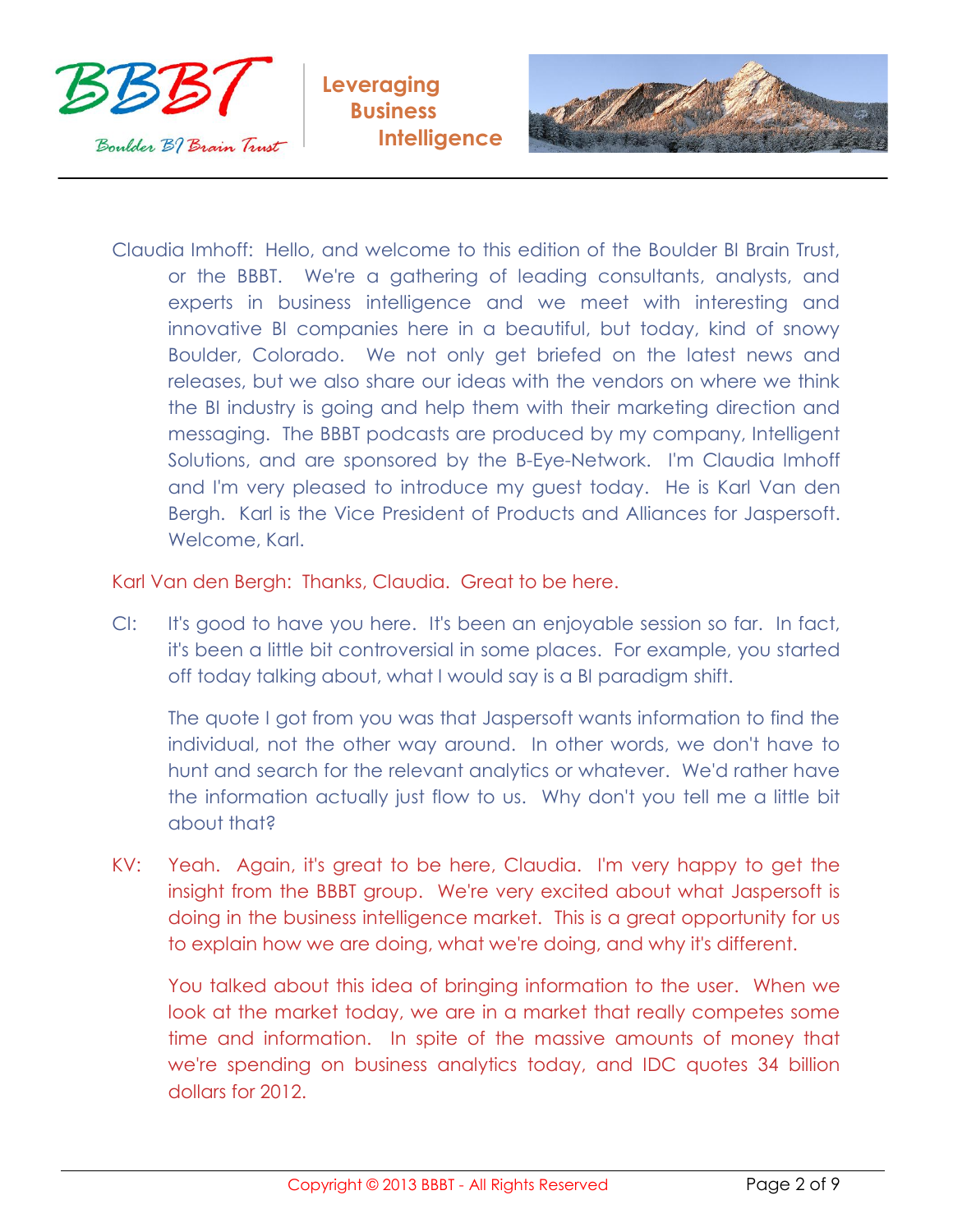Claudia Imhoff: Hello, and welcome to this edition of the Boulder BI Brain Trust, or the BBBT. We're a gathering of leading consultants, analysts, and experts in business intelligence and we meet with interesting and innovative BI companies here in a beautiful, but today, kind of snowy Boulder, Colorado. We not only get briefed on the latest news and releases, but we also share our ideas with the vendors on where we think the BI industry is going and help them with their marketing direction and messaging. The BBBT podcasts are produced by my company, Intelligent Solutions, and are sponsored by the B-Eye-Network. I'm Claudia Imhoff and I'm very pleased to introduce my guest today. He is Karl Van den Bergh. Karl is the Vice President of Products and Alliances for Jaspersoft. Welcome, Karl.

Karl Van den Bergh: Thanks, Claudia. Great to be here.

CI: It's good to have you here. It's been an enjoyable session so far. In fact, it's been a little bit controversial in some places. For example, you started off today talking about, what I would say is a BI paradigm shift.

The quote I got from you was that Jaspersoft wants information to find the individual, not the other way around. In other words, we don't have to hunt and search for the relevant analytics or whatever. We'd rather have the information actually just flow to us. Why don't you tell me a little bit about that?

KV: Yeah. Again, it's great to be here, Claudia. I'm very happy to get the insight from the BBBT group. We're very excited about what Jaspersoft is doing in the business intelligence market. This is a great opportunity for us to explain how we are doing, what we're doing, and why it's different.

You talked about this idea of bringing information to the user. When we look at the market today, we are in a market that really competes some time and information. In spite of the massive amounts of money that we're spending on business analytics today, and IDC quotes 34 billion dollars for 2012.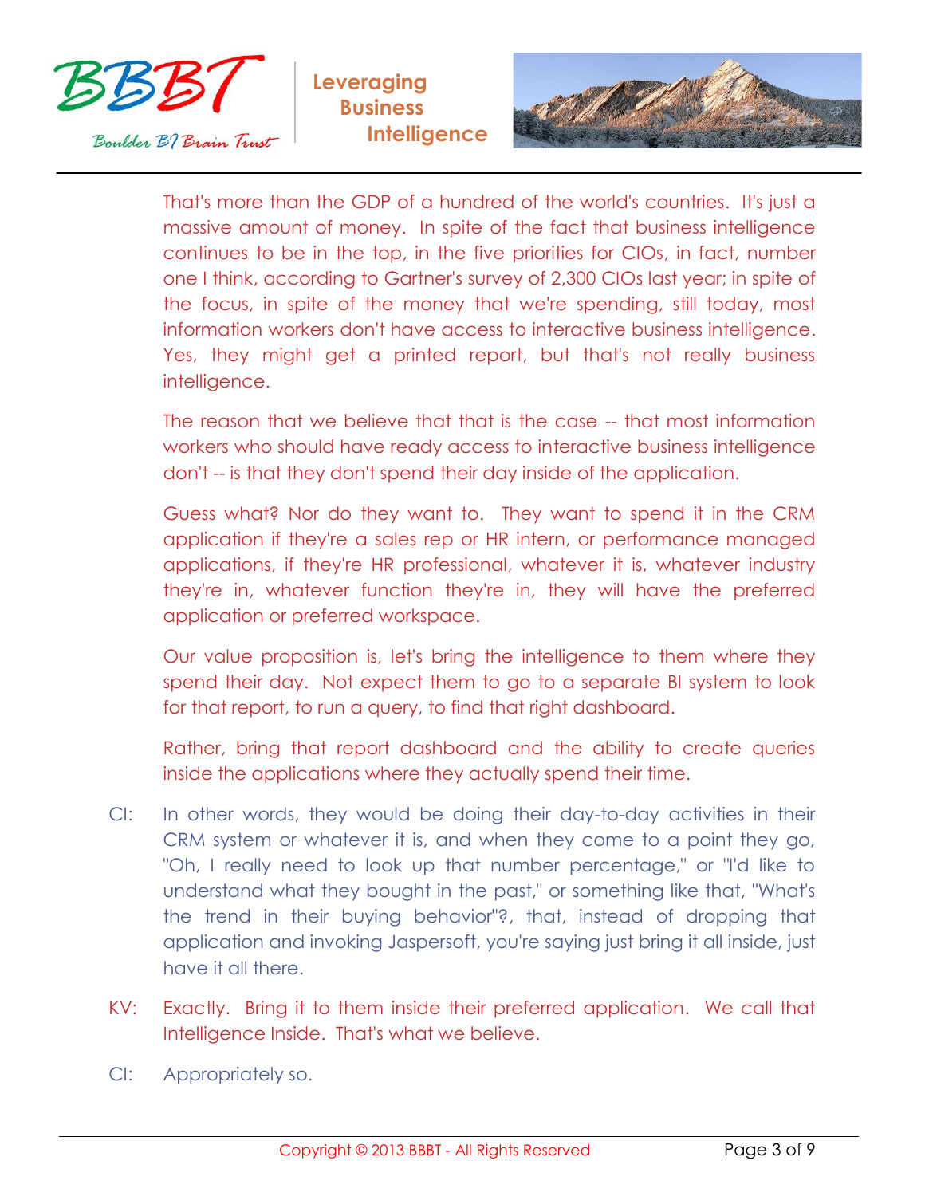That's more than the GDP of a hundred of the world's countries. It's just a massive amount of money. In spite of the fact that business intelligence continues to be in the top, in the five priorities for CIOs, in fact, number one I think, according to Gartner's survey of 2,300 CIOs last year; in spite of the focus, in spite of the money that we're spending, still today, most information workers don't have access to interactive business intelligence. Yes, they might get a printed report, but that's not really business intelligence.

The reason that we believe that that is the case -- that most information workers who should have ready access to interactive business intelligence don't -- is that they don't spend their day inside of the application.

Guess what? Nor do they want to. They want to spend it in the CRM application if they're a sales rep or HR intern, or performance managed applications, if they're HR professional, whatever it is, whatever industry they're in, whatever function they're in, they will have the preferred application or preferred workspace.

Our value proposition is, let's bring the intelligence to them where they spend their day. Not expect them to go to a separate BI system to look for that report, to run a query, to find that right dashboard.

Rather, bring that report dashboard and the ability to create queries inside the applications where they actually spend their time.

CI: In other words, they would be doing their day-to-day activities in their CRM system or whatever it is, and when they come to a point they go, "Oh, I really need to look up that number percentage," or "I'd like to understand what they bought in the past," or something like that, "What's the trend in their buying behavior"?, that, instead of dropping that application and invoking Jaspersoft, you're saying just bring it all inside, just have it all there.

KV: Exactly. Bring it to them inside their preferred application. We call that Intelligence Inside. That's what we believe.

CI: Appropriately so.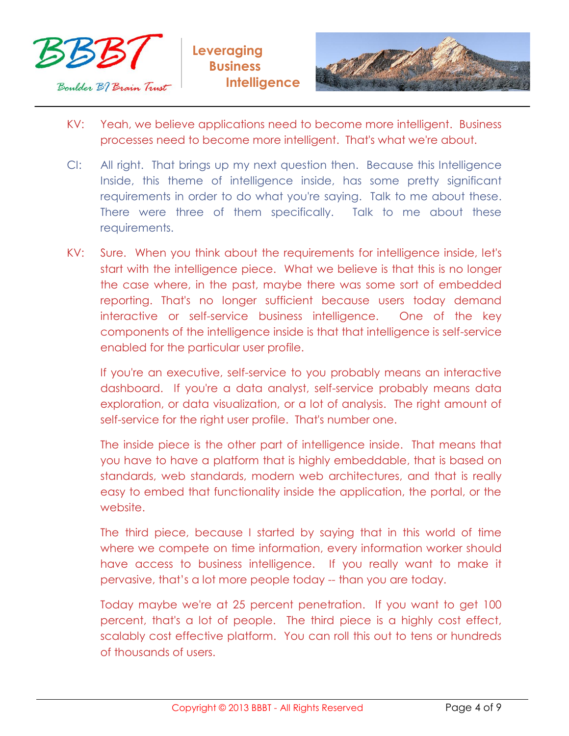KV: Yeah, we believe applications need to become more intelligent. Business processes need to become more intelligent. That's what we're about.

CI: All right. That brings up my next question then. Because this Intelligence Inside, this theme of intelligence inside, has some pretty significant requirements in order to do what you're saying. Talk to me about these. There were three of them specifically. Talk to me about these requirements.

KV: Sure. When you think about the requirements for intelligence inside, let's start with the intelligence piece. What we believe is that this is no longer the case where, in the past, maybe there was some sort of embedded reporting. That's no longer sufficient because users today demand interactive or self-service business intelligence. One of the key components of the intelligence inside is that that intelligence is self-service enabled for the particular user profile.

If you're an executive, self-service to you probably means an interactive dashboard. If you're a data analyst, self-service probably means data exploration, or data visualization, or a lot of analysis. The right amount of self-service for the right user profile. That's number one.

The inside piece is the other part of intelligence inside. That means that you have to have a platform that is highly embeddable, that is based on standards, web standards, modern web architectures, and that is really easy to embed that functionality inside the application, the portal, or the website.

The third piece, because I started by saying that in this world of time where we compete on time information, every information worker should have access to business intelligence. If you really want to make it pervasive, that's a lot more people today -- than you are today.

Today maybe we're at 25 percent penetration. If you want to get 100 percent, that's a lot of people. The third piece is a highly cost effect, scalably cost effective platform. You can roll this out to tens or hundreds of thousands of users.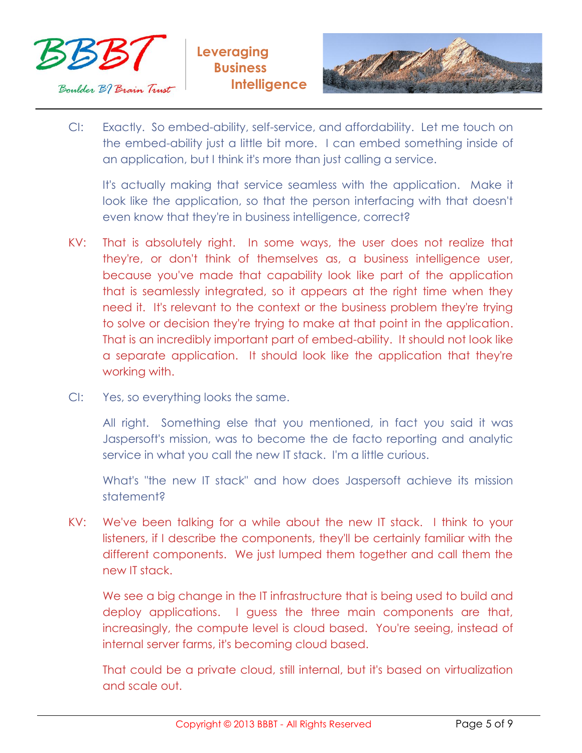CI: Exactly. So embed-ability, self-service, and affordability. Let me touch on the embed-ability just a little bit more. I can embed something inside of an application, but I think it's more than just calling a service.

It's actually making that service seamless with the application. Make it look like the application, so that the person interfacing with that doesn't even know that they're in business intelligence, correct?

KV: That is absolutely right. In some ways, the user does not realize that they're, or don't think of themselves as, a business intelligence user, because you've made that capability look like part of the application that is seamlessly integrated, so it appears at the right time when they need it. It's relevant to the context or the business problem they're trying to solve or decision they're trying to make at that point in the application. That is an incredibly important part of embed-ability. It should not look like a separate application. It should look like the application that they're working with.

CI: Yes, so everything looks the same.

All right. Something else that you mentioned, in fact you said it was Jaspersoft's mission, was to become the de facto reporting and analytic service in what you call the new IT stack. I'm a little curious.

What's "the new IT stack" and how does Jaspersoft achieve its mission statement?

KV: We've been talking for a while about the new IT stack. I think to your listeners, if I describe the components, they'll be certainly familiar with the different components. We just lumped them together and call them the new IT stack.

We see a big change in the IT infrastructure that is being used to build and deploy applications. I guess the three main components are that, increasingly, the compute level is cloud based. You're seeing, instead of internal server farms, it's becoming cloud based.

That could be a private cloud, still internal, but it's based on virtualization and scale out.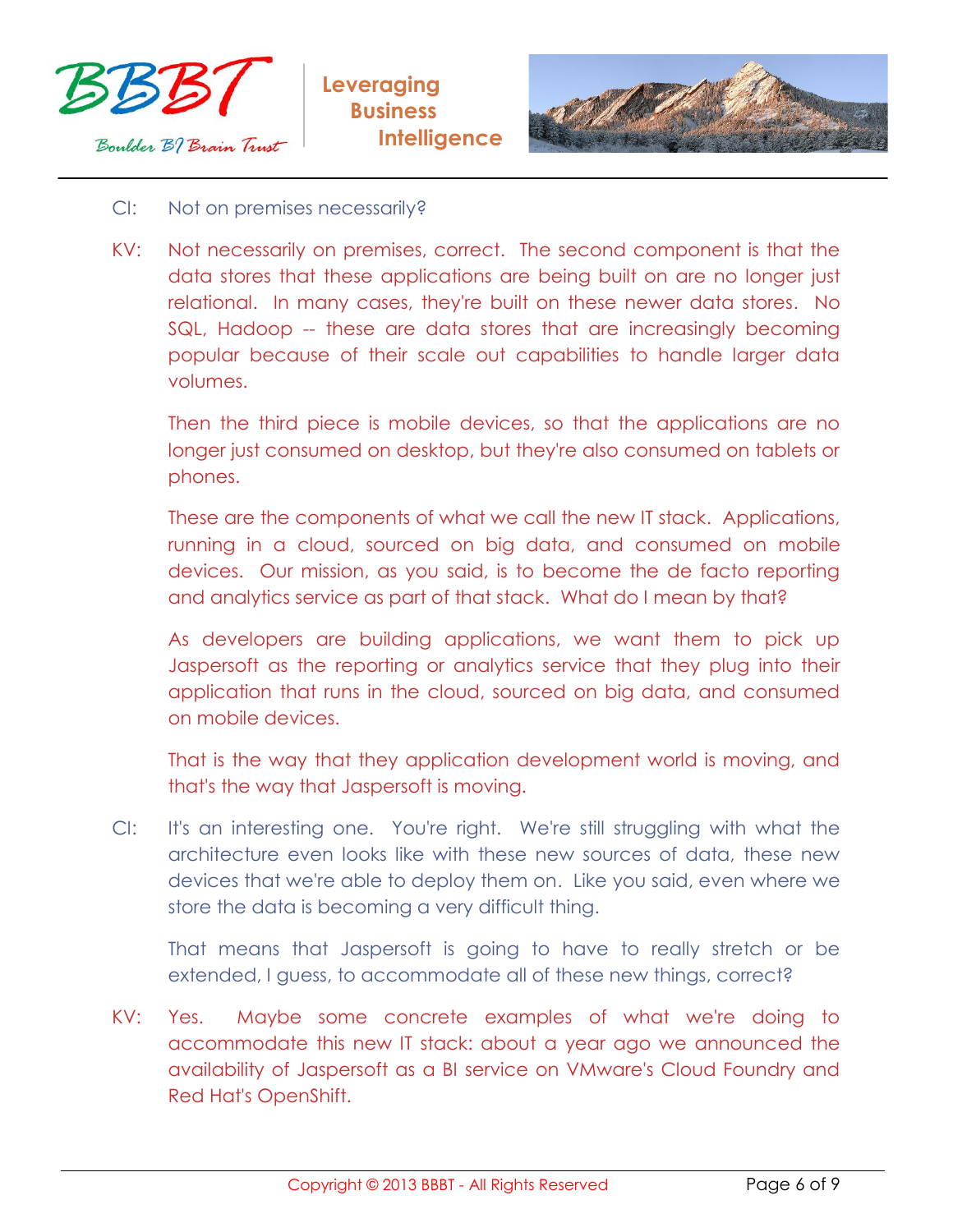CI: Not on premises necessarily?

KV: Not necessarily on premises, correct. The second component is that the data stores that these applications are being built on are no longer just relational. In many cases, they're built on these newer data stores. No SQL, Hadoop -- these are data stores that are increasingly becoming popular because of their scale out capabilities to handle larger data volumes.

Then the third piece is mobile devices, so that the applications are no longer just consumed on desktop, but they're also consumed on tablets or phones.

These are the components of what we call the new IT stack. Applications, running in a cloud, sourced on big data, and consumed on mobile devices. Our mission, as you said, is to become the de facto reporting and analytics service as part of that stack. What do I mean by that?

As developers are building applications, we want them to pick up Jaspersoft as the reporting or analytics service that they plug into their application that runs in the cloud, sourced on big data, and consumed on mobile devices.

That is the way that they application development world is moving, and that's the way that Jaspersoft is moving.

CI: It's an interesting one. You're right. We're still struggling with what the architecture even looks like with these new sources of data, these new devices that we're able to deploy them on. Like you said, even where we store the data is becoming a very difficult thing.

That means that Jaspersoft is going to have to really stretch or be extended, I guess, to accommodate all of these new things, correct?

KV: Yes. Maybe some concrete examples of what we're doing to accommodate this new IT stack: about a year ago we announced the availability of Jaspersoft as a BI service on VMware's Cloud Foundry and Red Hat's OpenShift.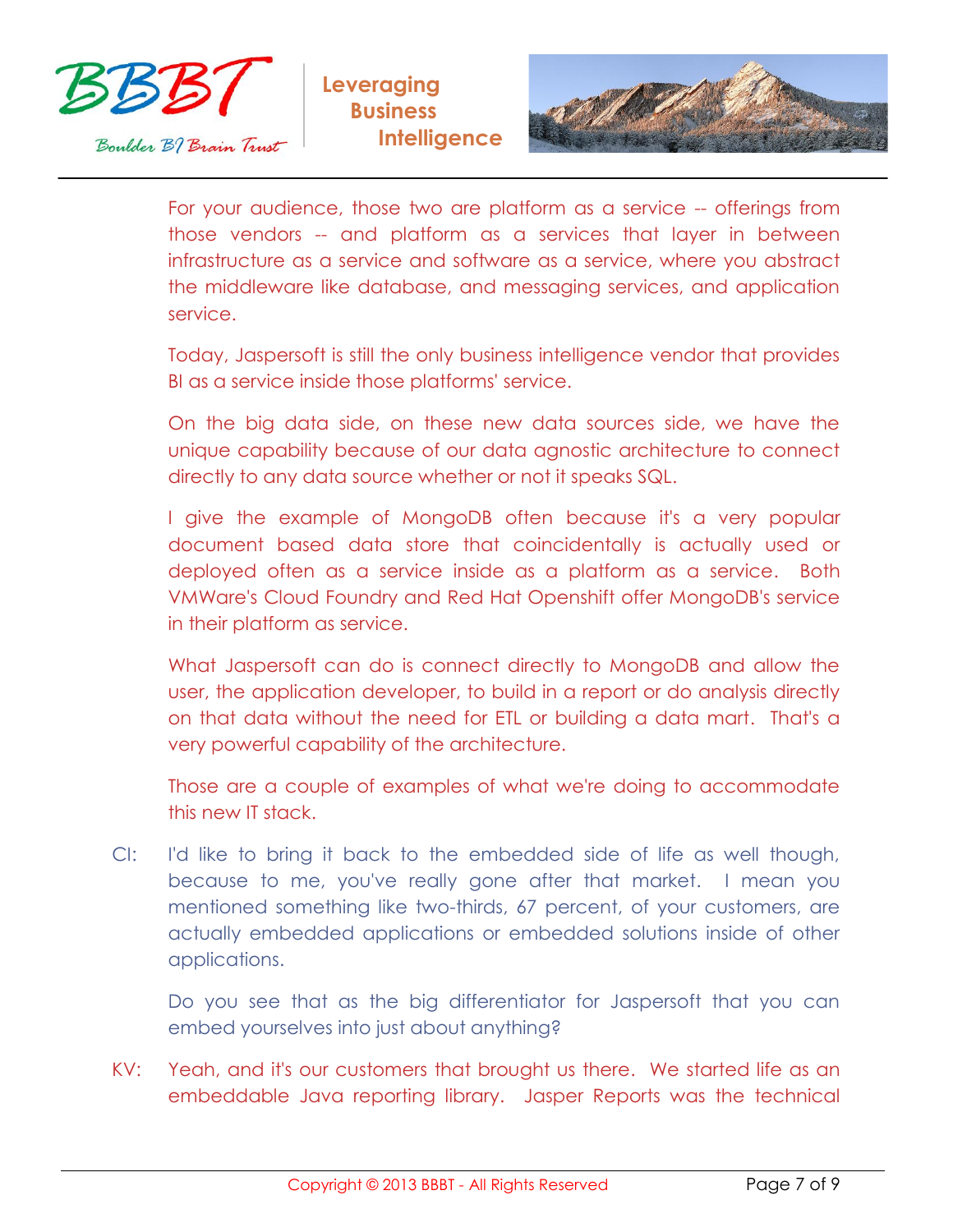For your audience, those two are platform as a service -- offerings from those vendors -- and platform as a services that layer in between infrastructure as a service and software as a service, where you abstract the middleware like database, and messaging services, and application service.

Today, Jaspersoft is still the only business intelligence vendor that provides BI as a service inside those platforms' service.

On the big data side, on these new data sources side, we have the unique capability because of our data agnostic architecture to connect directly to any data source whether or not it speaks SQL.

I give the example of MongoDB often because it's a very popular document based data store that coincidentally is actually used or deployed often as a service inside as a platform as a service. Both VMWare's Cloud Foundry and Red Hat Openshift offer MongoDB's service in their platform as service.

What Jaspersoft can do is connect directly to MongoDB and allow the user, the application developer, to build in a report or do analysis directly on that data without the need for ETL or building a data mart. That's a very powerful capability of the architecture.

Those are a couple of examples of what we're doing to accommodate this new IT stack.

CI: I'd like to bring it back to the embedded side of life as well though, because to me, you've really gone after that market. I mean you mentioned something like two-thirds, 67 percent, of your customers, are actually embedded applications or embedded solutions inside of other applications.

Do you see that as the big differentiator for Jaspersoft that you can embed yourselves into just about anything?

KV: Yeah, and it's our customers that brought us there. We started life as an embeddable Java reporting library. Jasper Reports was the technical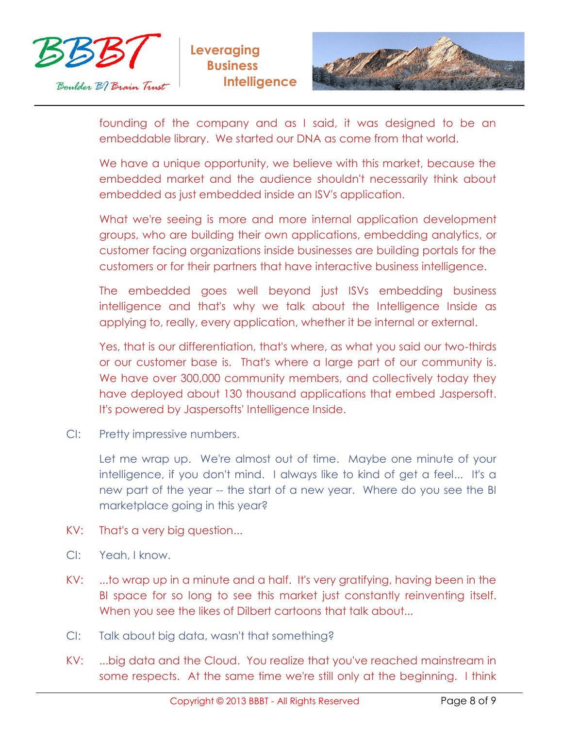founding of the company and as I said, it was designed to be an embeddable library. We started our DNA as come from that world.

We have a unique opportunity, we believe with this market, because the embedded market and the audience shouldn't necessarily think about embedded as just embedded inside an ISV's application.

What we're seeing is more and more internal application development groups, who are building their own applications, embedding analytics, or customer facing organizations inside businesses are building portals for the customers or for their partners that have interactive business intelligence.

The embedded goes well beyond just ISVs embedding business intelligence and that's why we talk about the Intelligence Inside as applying to, really, every application, whether it be internal or external.

Yes, that is our differentiation, that's where, as what you said our two-thirds or our customer base is. That's where a large part of our community is. We have over 300,000 community members, and collectively today they have deployed about 130 thousand applications that embed Jaspersoft. It's powered by Jaspersofts' Intelligence Inside.

CI: Pretty impressive numbers.

Let me wrap up. We're almost out of time. Maybe one minute of your intelligence, if you don't mind. I always like to kind of get a feel... It's a new part of the year -- the start of a new year. Where do you see the BI marketplace going in this year?

KV: That's a very big question...

CI: Yeah, I know.

KV: ...to wrap up in a minute and a half. It's very gratifying, having been in the BI space for so long to see this market just constantly reinventing itself. When you see the likes of Dilbert cartoons that talk about...

CI: Talk about big data, wasn't that something?

KV: ...big data and the Cloud. You realize that you've reached mainstream in some respects. At the same time we're still only at the beginning. I think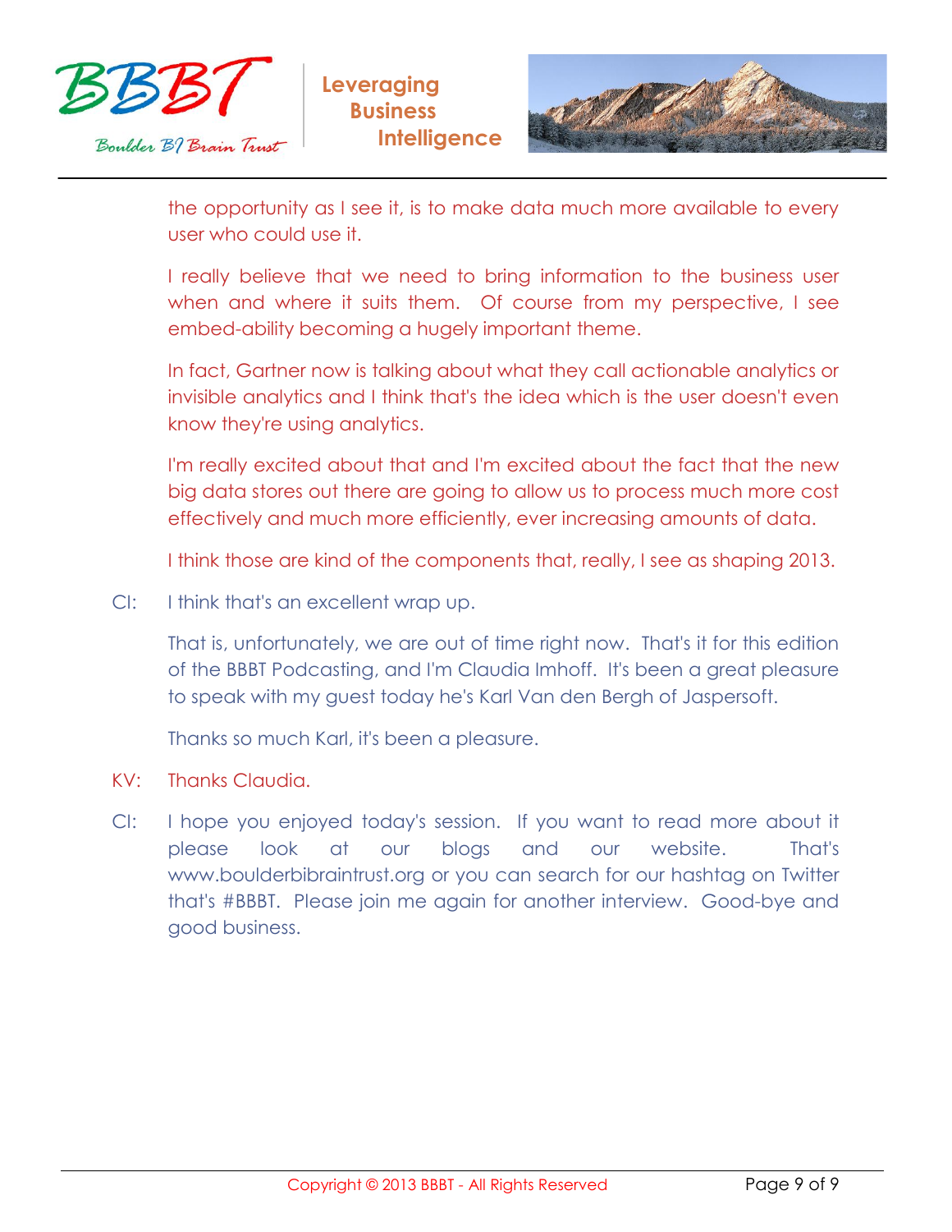the opportunity as I see it, is to make data much more available to every user who could use it.

I really believe that we need to bring information to the business user when and where it suits them. Of course from my perspective, I see embed-ability becoming a hugely important theme.

In fact, Gartner now is talking about what they call actionable analytics or invisible analytics and I think that's the idea which is the user doesn't even know they're using analytics.

I'm really excited about that and I'm excited about the fact that the new big data stores out there are going to allow us to process much more cost effectively and much more efficiently, ever increasing amounts of data.

I think those are kind of the components that, really, I see as shaping 2013.

CI: I think that's an excellent wrap up.

That is, unfortunately, we are out of time right now. That's it for this edition of the BBBT Podcasting, and I'm Claudia Imhoff. It's been a great pleasure to speak with my guest today he's Karl Van den Bergh of Jaspersoft.

Thanks so much Karl, it's been a pleasure.

KV: Thanks Claudia.

CI: I hope you enjoyed today's session. If you want to read more about it please look at our blogs and our website. That's www.boulderbibraintrust.org or you can search for our hashtag on Twitter that's #BBBT. Please join me again for another interview. Good-bye and good business.